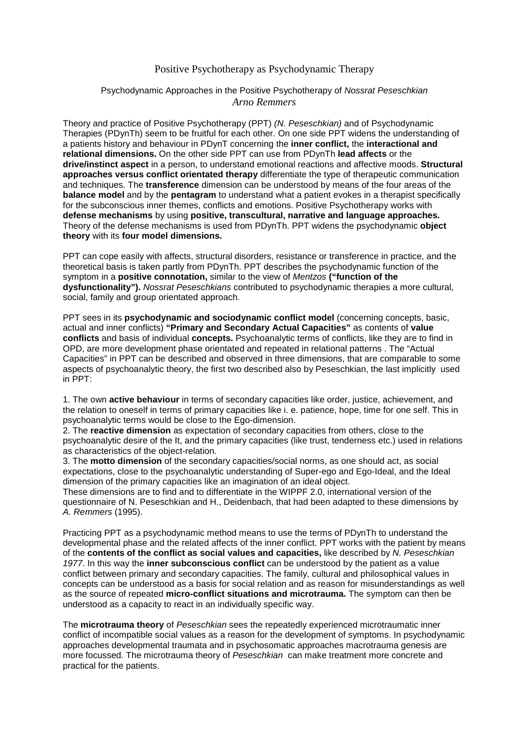# Positive Psychotherapy as Psychodynamic Therapy

## Psychodynamic Approaches in the Positive Psychotherapy of *Nossrat Peseschkian*

*Arno Remmers*

Theory and practice of Positive Psychotherapy (PPT) *(N. Peseschkian)* and of Psychodynamic Therapies (PDynTh) seem to be fruitful for each other. On one side PPT widens the understanding of a patients history and behaviour in PDynT concerning the **inner conflict,** the **interactional and relational dimensions.** On the other side PPT can use from PDynTh **lead affects** or the **drive/instinct aspect** in a person, to understand emotional reactions and affective moods. **Structural approaches versus conflict orientated therapy** differentiate the type of therapeutic communication and techniques. The **transference** dimension can be understood by means of the four areas of the **balance model** and by the **pentagram** to understand what a patient evokes in a therapist specifically for the subconscious inner themes, conflicts and emotions. Positive Psychotherapy works with **defense mechanisms** by using **positive, transcultural, narrative and language approaches.** Theory of the defense mechanisms is used from PDynTh. PPT widens the psychodynamic **object theory** with its **four model dimensions.**

PPT can cope easily with affects, structural disorders, resistance or transference in practice, and the theoretical basis is taken partly from PDynTh. PPT describes the psychodynamic function of the symptom in a **positive connotation,** similar to the view of *Mentzos* **("function of the dysfunctionality").** *Nossrat Peseschkians* contributed to psychodynamic therapies a more cultural, social, family and group orientated approach.

PPT sees in its **psychodynamic and sociodynamic conflict model** (concerning concepts, basic, actual and inner conflicts) **"Primary and Secondary Actual Capacities"** as contents of **value conflicts** and basis of individual **concepts.** Psychoanalytic terms of conflicts, like they are to find in OPD, are more development phase orientated and repeated in relational patterns . The "Actual Capacities" in PPT can be described and observed in three dimensions, that are comparable to some aspects of psychoanalytic theory, the first two described also by Peseschkian, the last implicitly used in PPT:

1. The own **active behaviour** in terms of secondary capacities like order, justice, achievement, and the relation to oneself in terms of primary capacities like i. e. patience, hope, time for one self. This in psychoanalytic terms would be close to the Ego-dimension.
2. The **reactive dimension** as expectation of secondary capacities from others, close to the psychoanalytic desire of the It, and the primary capacities (like trust, tenderness etc.) used in relations as characteristics of the object-relation.
3. The **motto dimension** of the secondary capacities/social norms, as one should act, as social expectations, close to the psychoanalytic understanding of Super-ego and Ego-Ideal, and the Ideal dimension of the primary capacities like an imagination of an ideal object.

These dimensions are to find and to differentiate in the WIPPF 2.0, international version of the questionnaire of N. Peseschkian and H., Deidenbach, that had been adapted to these dimensions by *A. Remmers* (1995).

Practicing PPT as a psychodynamic method means to use the terms of PDynTh to understand the developmental phase and the related affects of the inner conflict. PPT works with the patient by means of the **contents of the conflict as social values and capacities,** like described by *N. Peseschkian 1977*. In this way the **inner subconscious conflict** can be understood by the patient as a value conflict between primary and secondary capacities. The family, cultural and philosophical values in concepts can be understood as a basis for social relation and as reason for misunderstandings as well as the source of repeated **micro-conflict situations and microtrauma.** The symptom can then be understood as a capacity to react in an individually specific way.

The **microtrauma theory** of *Peseschkian* sees the repeatedly experienced microtraumatic inner conflict of incompatible social values as a reason for the development of symptoms. In psychodynamic approaches developmental traumata and in psychosomatic approaches macrotrauma genesis are more focussed. The microtrauma theory of *Peseschkian* can make treatment more concrete and practical for the patients.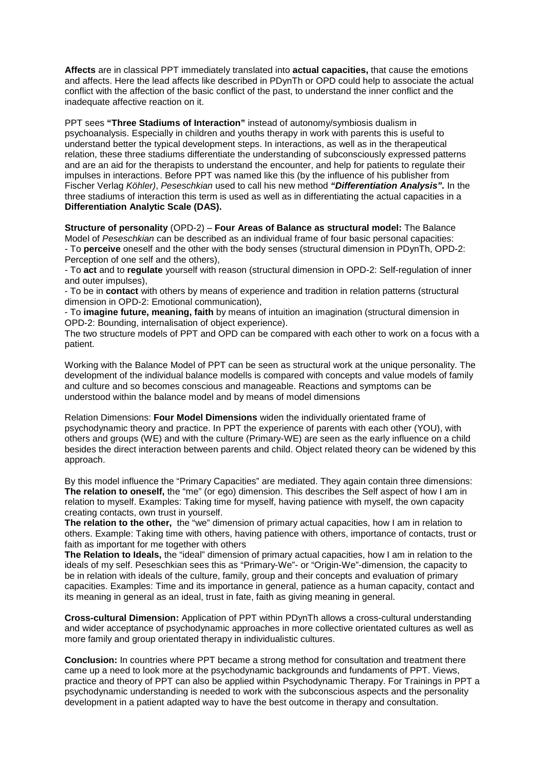**Affects** are in classical PPT immediately translated into **actual capacities,** that cause the emotions and affects. Here the lead affects like described in PDynTh or OPD could help to associate the actual conflict with the affection of the basic conflict of the past, to understand the inner conflict and the inadequate affective reaction on it.

PPT sees **"Three Stadiums of Interaction"** instead of autonomy/symbiosis dualism in psychoanalysis. Especially in children and youths therapy in work with parents this is useful to understand better the typical development steps. In interactions, as well as in the therapeutical relation, these three stadiums differentiate the understanding of subconsciously expressed patterns and are an aid for the therapists to understand the encounter, and help for patients to regulate their impulses in interactions. Before PPT was named like this (by the influence of his publisher from Fischer Verlag *Köhler)*, *Peseschkian* used to call his new method ***"Differentiation Analysis".*** In the three stadiums of interaction this term is used as well as in differentiating the actual capacities in a **Differentiation Analytic Scale (DAS).**

**Structure of personality** (OPD-2) – **Four Areas of Balance as structural model:** The Balance Model of *Peseschkian* can be described as an individual frame of four basic personal capacities:
- To **perceive** oneself and the other with the body senses (structural dimension in PDynTh, OPD-2: Perception of one self and the others),
- To **act** and to **regulate** yourself with reason (structural dimension in OPD-2: Self-regulation of inner and outer impulses),
- To be in **contact** with others by means of experience and tradition in relation patterns (structural dimension in OPD-2: Emotional communication),
- To **imagine future, meaning, faith** by means of intuition an imagination (structural dimension in OPD-2: Bounding, internalisation of object experience).

The two structure models of PPT and OPD can be compared with each other to work on a focus with a patient.

Working with the Balance Model of PPT can be seen as structural work at the unique personality. The development of the individual balance modells is compared with concepts and value models of family and culture and so becomes conscious and manageable. Reactions and symptoms can be understood within the balance model and by means of model dimensions

Relation Dimensions: **Four Model Dimensions** widen the individually orientated frame of psychodynamic theory and practice. In PPT the experience of parents with each other (YOU), with others and groups (WE) and with the culture (Primary-WE) are seen as the early influence on a child besides the direct interaction between parents and child. Object related theory can be widened by this approach.

By this model influence the "Primary Capacities" are mediated. They again contain three dimensions:
**The relation to oneself,** the "me" (or ego) dimension. This describes the Self aspect of how I am in relation to myself. Examples: Taking time for myself, having patience with myself, the own capacity creating contacts, own trust in yourself.
**The relation to the other,** the "we" dimension of primary actual capacities, how I am in relation to others. Example: Taking time with others, having patience with others, importance of contacts, trust or faith as important for me together with others
**The Relation to Ideals,** the "ideal" dimension of primary actual capacities, how I am in relation to the ideals of my self. Peseschkian sees this as "Primary-We"- or "Origin-We"-dimension, the capacity to be in relation with ideals of the culture, family, group and their concepts and evaluation of primary capacities. Examples: Time and its importance in general, patience as a human capacity, contact and its meaning in general as an ideal, trust in fate, faith as giving meaning in general.

**Cross-cultural Dimension:** Application of PPT within PDynTh allows a cross-cultural understanding and wider acceptance of psychodynamic approaches in more collective orientated cultures as well as more family and group orientated therapy in individualistic cultures.

**Conclusion:** In countries where PPT became a strong method for consultation and treatment there came up a need to look more at the psychodynamic backgrounds and fundaments of PPT. Views, practice and theory of PPT can also be applied within Psychodynamic Therapy. For Trainings in PPT a psychodynamic understanding is needed to work with the subconscious aspects and the personality development in a patient adapted way to have the best outcome in therapy and consultation.